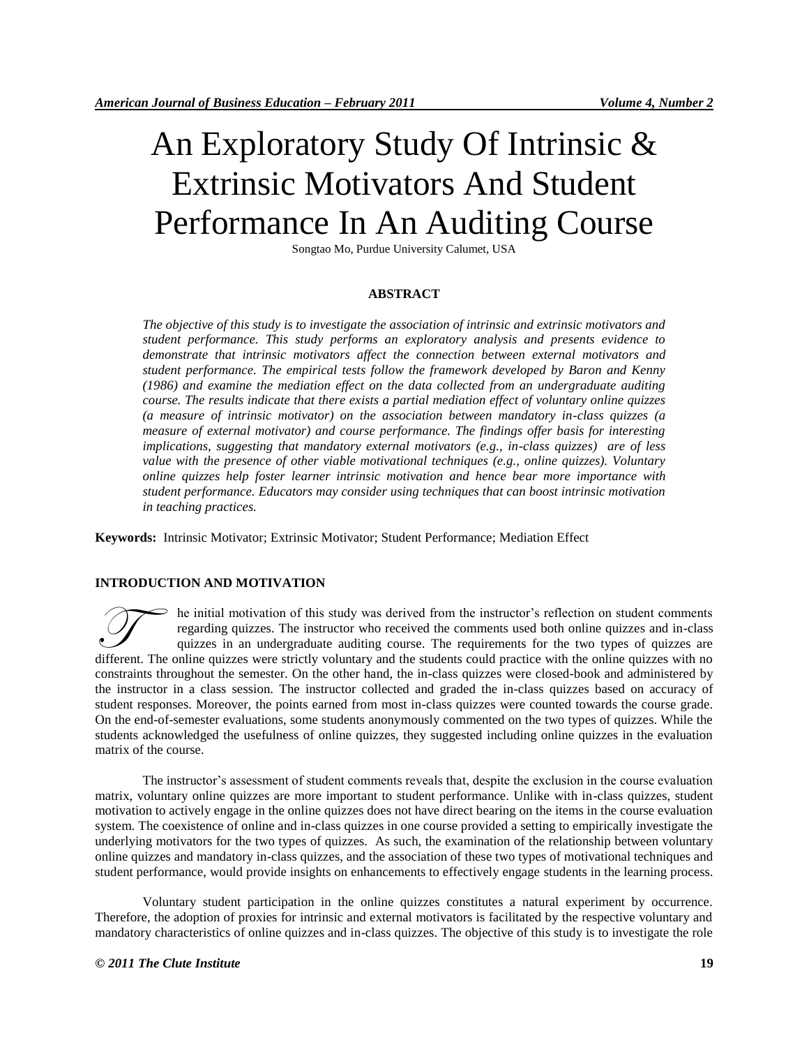# An Exploratory Study Of Intrinsic & Extrinsic Motivators And Student Performance In An Auditing Course

Songtao Mo, Purdue University Calumet, USA

## ABSTRACT

*The objective of this study is to investigate the association of intrinsic and extrinsic motivators and student performance. This study performs an exploratory analysis and presents evidence to demonstrate that intrinsic motivators affect the connection between external motivators and student performance. The empirical tests follow the framework developed by Baron and Kenny (1986) and examine the mediation effect on the data collected from an undergraduate auditing course. The results indicate that there exists a partial mediation effect of voluntary online quizzes (a measure of intrinsic motivator) on the association between mandatory in-class quizzes (a measure of external motivator) and course performance. The findings offer basis for interesting implications, suggesting that mandatory external motivators (e.g., in-class quizzes) are of less value with the presence of other viable motivational techniques (e.g., online quizzes). Voluntary online quizzes help foster learner intrinsic motivation and hence bear more importance with student performance. Educators may consider using techniques that can boost intrinsic motivation in teaching practices.*

**Keywords:** Intrinsic Motivator; Extrinsic Motivator; Student Performance; Mediation Effect

## INTRODUCTION AND MOTIVATION

The initial motivation of this study was derived from the instructor's reflection on student comments regarding quizzes. The instructor who received the comments used both online quizzes and in-class quizzes in an undergraduate auditing course. The requirements for the two types of quizzes are different. The online quizzes were strictly voluntary and the students could practice with the online quizzes with no constraints throughout the semester. On the other hand, the in-class quizzes were closed-book and administered by the instructor in a class session. The instructor collected and graded the in-class quizzes based on accuracy of student responses. Moreover, the points earned from most in-class quizzes were counted towards the course grade. On the end-of-semester evaluations, some students anonymously commented on the two types of quizzes. While the students acknowledged the usefulness of online quizzes, they suggested including online quizzes in the evaluation matrix of the course.

The instructor's assessment of student comments reveals that, despite the exclusion in the course evaluation matrix, voluntary online quizzes are more important to student performance. Unlike with in-class quizzes, student motivation to actively engage in the online quizzes does not have direct bearing on the items in the course evaluation system. The coexistence of online and in-class quizzes in one course provided a setting to empirically investigate the underlying motivators for the two types of quizzes. As such, the examination of the relationship between voluntary online quizzes and mandatory in-class quizzes, and the association of these two types of motivational techniques and student performance, would provide insights on enhancements to effectively engage students in the learning process.

Voluntary student participation in the online quizzes constitutes a natural experiment by occurrence. Therefore, the adoption of proxies for intrinsic and external motivators is facilitated by the respective voluntary and mandatory characteristics of online quizzes and in-class quizzes. The objective of this study is to investigate the role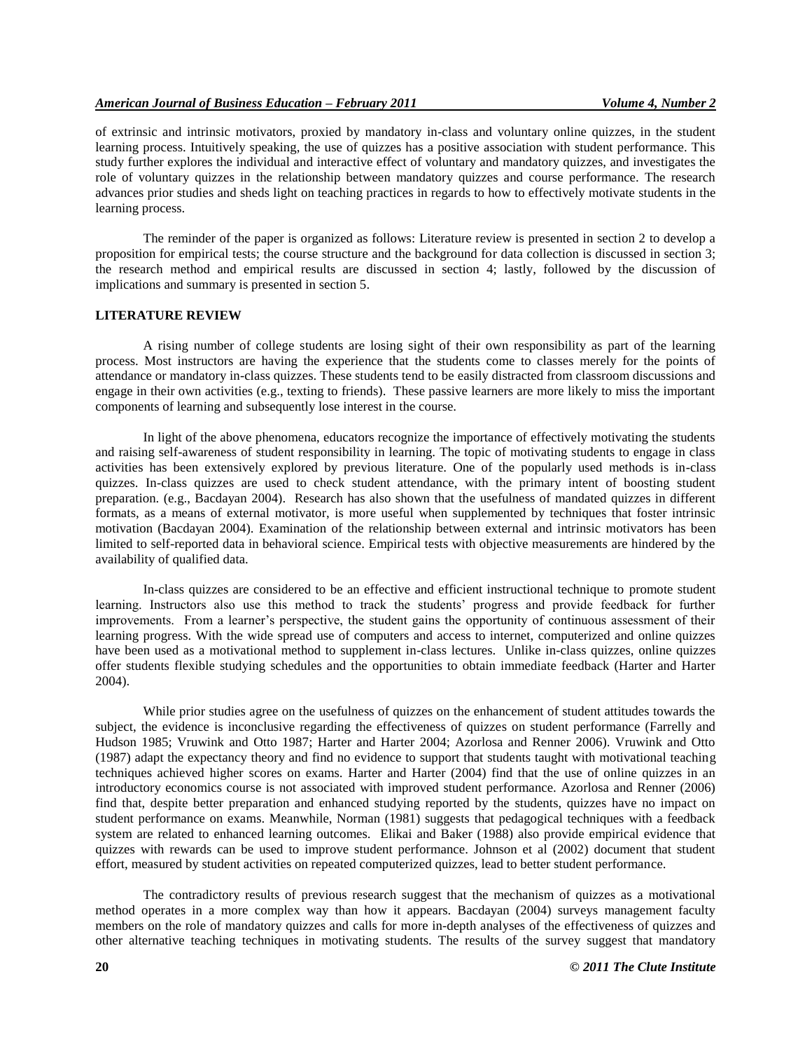of extrinsic and intrinsic motivators, proxied by mandatory in-class and voluntary online quizzes, in the student learning process. Intuitively speaking, the use of quizzes has a positive association with student performance. This study further explores the individual and interactive effect of voluntary and mandatory quizzes, and investigates the role of voluntary quizzes in the relationship between mandatory quizzes and course performance. The research advances prior studies and sheds light on teaching practices in regards to how to effectively motivate students in the learning process.

The reminder of the paper is organized as follows: Literature review is presented in section 2 to develop a proposition for empirical tests; the course structure and the background for data collection is discussed in section 3; the research method and empirical results are discussed in section 4; lastly, followed by the discussion of implications and summary is presented in section 5.

## LITERATURE REVIEW

A rising number of college students are losing sight of their own responsibility as part of the learning process. Most instructors are having the experience that the students come to classes merely for the points of attendance or mandatory in-class quizzes. These students tend to be easily distracted from classroom discussions and engage in their own activities (e.g., texting to friends). These passive learners are more likely to miss the important components of learning and subsequently lose interest in the course.

In light of the above phenomena, educators recognize the importance of effectively motivating the students and raising self-awareness of student responsibility in learning. The topic of motivating students to engage in class activities has been extensively explored by previous literature. One of the popularly used methods is in-class quizzes. In-class quizzes are used to check student attendance, with the primary intent of boosting student preparation. (e.g., Bacdayan 2004). Research has also shown that the usefulness of mandated quizzes in different formats, as a means of external motivator, is more useful when supplemented by techniques that foster intrinsic motivation (Bacdayan 2004). Examination of the relationship between external and intrinsic motivators has been limited to self-reported data in behavioral science. Empirical tests with objective measurements are hindered by the availability of qualified data.

In-class quizzes are considered to be an effective and efficient instructional technique to promote student learning. Instructors also use this method to track the students' progress and provide feedback for further improvements. From a learner's perspective, the student gains the opportunity of continuous assessment of their learning progress. With the wide spread use of computers and access to internet, computerized and online quizzes have been used as a motivational method to supplement in-class lectures. Unlike in-class quizzes, online quizzes offer students flexible studying schedules and the opportunities to obtain immediate feedback (Harter and Harter 2004).

While prior studies agree on the usefulness of quizzes on the enhancement of student attitudes towards the subject, the evidence is inconclusive regarding the effectiveness of quizzes on student performance (Farrelly and Hudson 1985; Vruwink and Otto 1987; Harter and Harter 2004; Azorlosa and Renner 2006). Vruwink and Otto (1987) adapt the expectancy theory and find no evidence to support that students taught with motivational teaching techniques achieved higher scores on exams. Harter and Harter (2004) find that the use of online quizzes in an introductory economics course is not associated with improved student performance. Azorlosa and Renner (2006) find that, despite better preparation and enhanced studying reported by the students, quizzes have no impact on student performance on exams. Meanwhile, Norman (1981) suggests that pedagogical techniques with a feedback system are related to enhanced learning outcomes. Elikai and Baker (1988) also provide empirical evidence that quizzes with rewards can be used to improve student performance. Johnson et al (2002) document that student effort, measured by student activities on repeated computerized quizzes, lead to better student performance.

The contradictory results of previous research suggest that the mechanism of quizzes as a motivational method operates in a more complex way than how it appears. Bacdayan (2004) surveys management faculty members on the role of mandatory quizzes and calls for more in-depth analyses of the effectiveness of quizzes and other alternative teaching techniques in motivating students. The results of the survey suggest that mandatory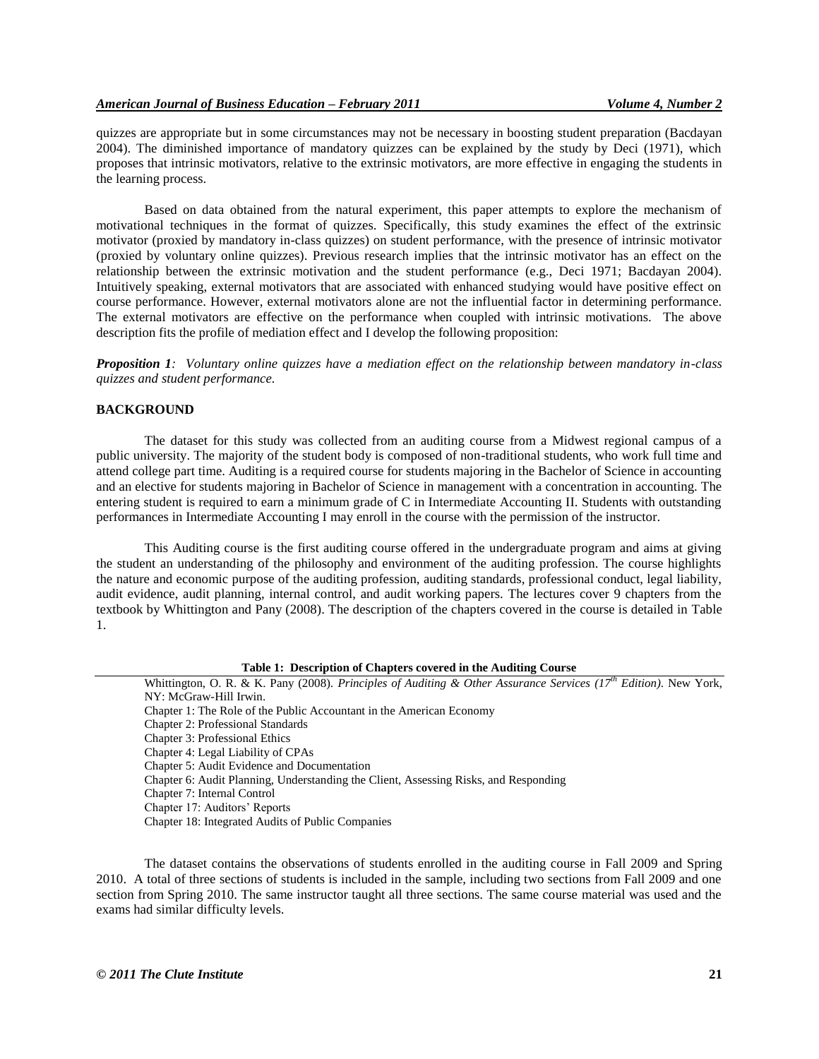quizzes are appropriate but in some circumstances may not be necessary in boosting student preparation (Bacdayan 2004). The diminished importance of mandatory quizzes can be explained by the study by Deci (1971), which proposes that intrinsic motivators, relative to the extrinsic motivators, are more effective in engaging the students in the learning process.

Based on data obtained from the natural experiment, this paper attempts to explore the mechanism of motivational techniques in the format of quizzes. Specifically, this study examines the effect of the extrinsic motivator (proxied by mandatory in-class quizzes) on student performance, with the presence of intrinsic motivator (proxied by voluntary online quizzes). Previous research implies that the intrinsic motivator has an effect on the relationship between the extrinsic motivation and the student performance (e.g., Deci 1971; Bacdayan 2004). Intuitively speaking, external motivators that are associated with enhanced studying would have positive effect on course performance. However, external motivators alone are not the influential factor in determining performance. The external motivators are effective on the performance when coupled with intrinsic motivations. The above description fits the profile of mediation effect and I develop the following proposition:

***Proposition 1**: Voluntary online quizzes have a mediation effect on the relationship between mandatory in-class quizzes and student performance.*

## BACKGROUND

The dataset for this study was collected from an auditing course from a Midwest regional campus of a public university. The majority of the student body is composed of non-traditional students, who work full time and attend college part time. Auditing is a required course for students majoring in the Bachelor of Science in accounting and an elective for students majoring in Bachelor of Science in management with a concentration in accounting. The entering student is required to earn a minimum grade of C in Intermediate Accounting II. Students with outstanding performances in Intermediate Accounting I may enroll in the course with the permission of the instructor.

This Auditing course is the first auditing course offered in the undergraduate program and aims at giving the student an understanding of the philosophy and environment of the auditing profession. The course highlights the nature and economic purpose of the auditing profession, auditing standards, professional conduct, legal liability, audit evidence, audit planning, internal control, and audit working papers. The lectures cover 9 chapters from the textbook by Whittington and Pany (2008). The description of the chapters covered in the course is detailed in Table 1.

**Table 1: Description of Chapters covered in the Auditing Course**

| |
|---|
| Whittington, O. R. & K. Pany (2008). *Principles of Auditing & Other Assurance Services (17th Edition)*. New York, NY: McGraw-Hill Irwin. |
| Chapter 1: The Role of the Public Accountant in the American Economy |
| Chapter 2: Professional Standards |
| Chapter 3: Professional Ethics |
| Chapter 4: Legal Liability of CPAs |
| Chapter 5: Audit Evidence and Documentation |
| Chapter 6: Audit Planning, Understanding the Client, Assessing Risks, and Responding |
| Chapter 7: Internal Control |
| Chapter 17: Auditors' Reports |
| Chapter 18: Integrated Audits of Public Companies |

The dataset contains the observations of students enrolled in the auditing course in Fall 2009 and Spring 2010. A total of three sections of students is included in the sample, including two sections from Fall 2009 and one section from Spring 2010. The same instructor taught all three sections. The same course material was used and the exams had similar difficulty levels.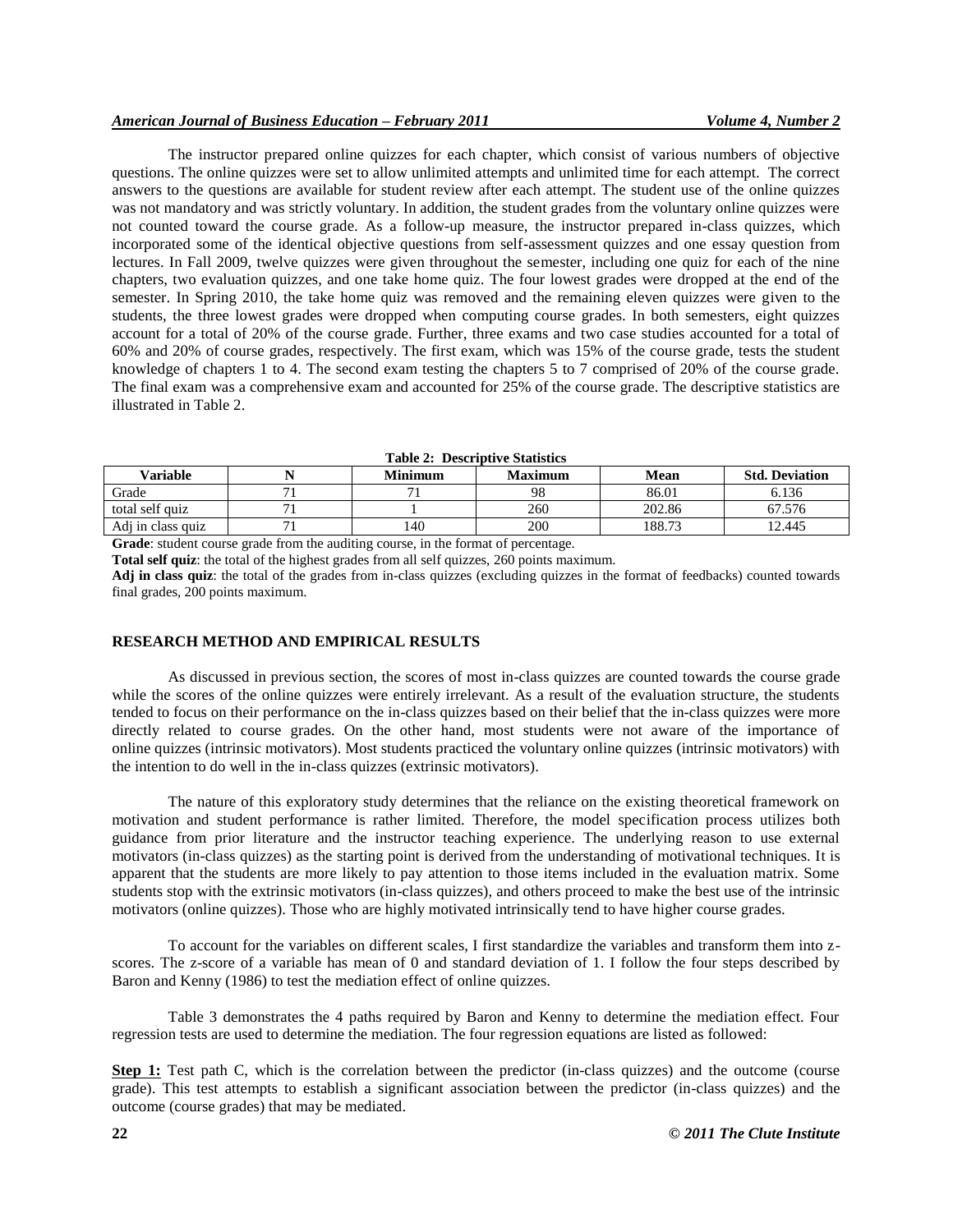The instructor prepared online quizzes for each chapter, which consist of various numbers of objective questions. The online quizzes were set to allow unlimited attempts and unlimited time for each attempt. The correct answers to the questions are available for student review after each attempt. The student use of the online quizzes was not mandatory and was strictly voluntary. In addition, the student grades from the voluntary online quizzes were not counted toward the course grade. As a follow-up measure, the instructor prepared in-class quizzes, which incorporated some of the identical objective questions from self-assessment quizzes and one essay question from lectures. In Fall 2009, twelve quizzes were given throughout the semester, including one quiz for each of the nine chapters, two evaluation quizzes, and one take home quiz. The four lowest grades were dropped at the end of the semester. In Spring 2010, the take home quiz was removed and the remaining eleven quizzes were given to the students, the three lowest grades were dropped when computing course grades. In both semesters, eight quizzes account for a total of 20% of the course grade. Further, three exams and two case studies accounted for a total of 60% and 20% of course grades, respectively. The first exam, which was 15% of the course grade, tests the student knowledge of chapters 1 to 4. The second exam testing the chapters 5 to 7 comprised of 20% of the course grade. The final exam was a comprehensive exam and accounted for 25% of the course grade. The descriptive statistics are illustrated in Table 2.

**Table 2: Descriptive Statistics**

| Variable | N | Minimum | Maximum | Mean | Std. Deviation |
|---|---|---|---|---|---|
| Grade | 71 | 71 | 98 | 86.01 | 6.136 |
| total self quiz | 71 | 1 | 260 | 202.86 | 67.576 |
| Adj in class quiz | 71 | 140 | 200 | 188.73 | 12.445 |

**Grade**: student course grade from the auditing course, in the format of percentage.
**Total self quiz**: the total of the highest grades from all self quizzes, 260 points maximum.
**Adj in class quiz**: the total of the grades from in-class quizzes (excluding quizzes in the format of feedbacks) counted towards final grades, 200 points maximum.

## RESEARCH METHOD AND EMPIRICAL RESULTS

As discussed in previous section, the scores of most in-class quizzes are counted towards the course grade while the scores of the online quizzes were entirely irrelevant. As a result of the evaluation structure, the students tended to focus on their performance on the in-class quizzes based on their belief that the in-class quizzes were more directly related to course grades. On the other hand, most students were not aware of the importance of online quizzes (intrinsic motivators). Most students practiced the voluntary online quizzes (intrinsic motivators) with the intention to do well in the in-class quizzes (extrinsic motivators).

The nature of this exploratory study determines that the reliance on the existing theoretical framework on motivation and student performance is rather limited. Therefore, the model specification process utilizes both guidance from prior literature and the instructor teaching experience. The underlying reason to use external motivators (in-class quizzes) as the starting point is derived from the understanding of motivational techniques. It is apparent that the students are more likely to pay attention to those items included in the evaluation matrix. Some students stop with the extrinsic motivators (in-class quizzes), and others proceed to make the best use of the intrinsic motivators (online quizzes). Those who are highly motivated intrinsically tend to have higher course grades.

To account for the variables on different scales, I first standardize the variables and transform them into z-scores. The z-score of a variable has mean of 0 and standard deviation of 1. I follow the four steps described by Baron and Kenny (1986) to test the mediation effect of online quizzes.

Table 3 demonstrates the 4 paths required by Baron and Kenny to determine the mediation effect. Four regression tests are used to determine the mediation. The four regression equations are listed as followed:

**Step 1:** Test path C, which is the correlation between the predictor (in-class quizzes) and the outcome (course grade). This test attempts to establish a significant association between the predictor (in-class quizzes) and the outcome (course grades) that may be mediated.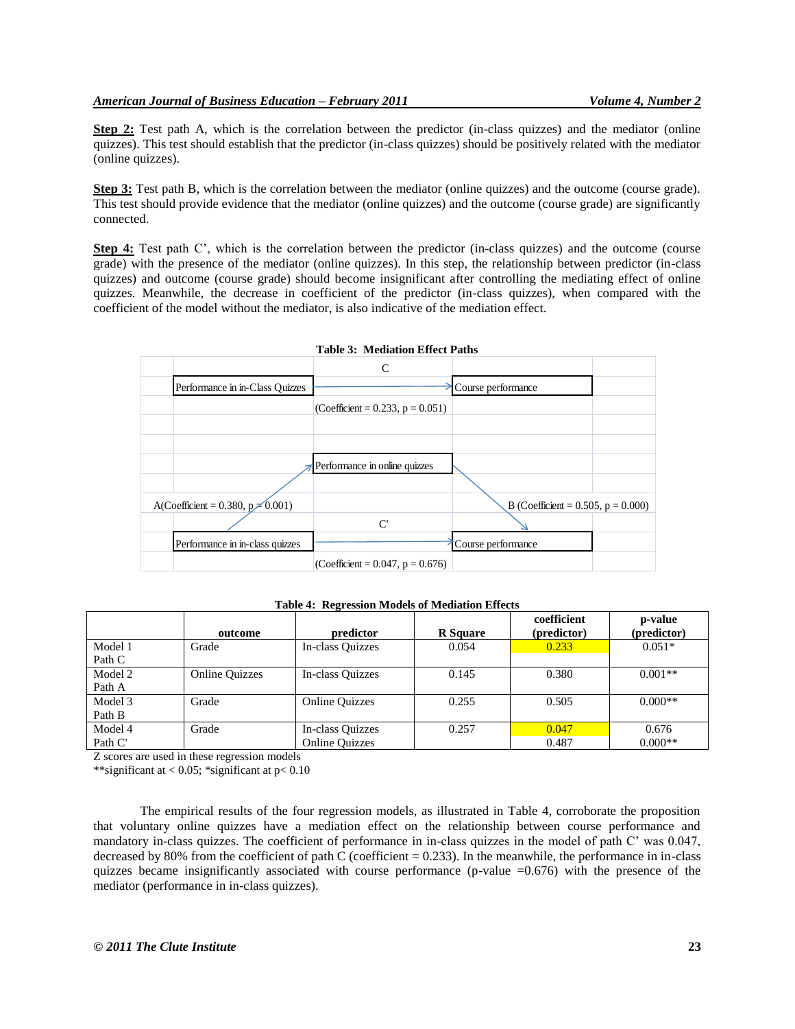**Step 2:** Test path A, which is the correlation between the predictor (in-class quizzes) and the mediator (online quizzes). This test should establish that the predictor (in-class quizzes) should be positively related with the mediator (online quizzes).

**Step 3:** Test path B, which is the correlation between the mediator (online quizzes) and the outcome (course grade). This test should provide evidence that the mediator (online quizzes) and the outcome (course grade) are significantly connected.

**Step 4:** Test path C', which is the correlation between the predictor (in-class quizzes) and the outcome (course grade) with the presence of the mediator (online quizzes). In this step, the relationship between predictor (in-class quizzes) and outcome (course grade) should become insignificant after controlling the mediating effect of online quizzes. Meanwhile, the decrease in coefficient of the predictor (in-class quizzes), when compared with the coefficient of the model without the mediator, is also indicative of the mediation effect.

**Table 3: Mediation Effect Paths**

C

Performance in in-Class Quizzes → Course performance

(Coefficient = 0.233, p = 0.051)

Performance in online quizzes

A(Coefficient = 0.380, p = 0.001)

B (Coefficient = 0.505, p = 0.000)

C'

Performance in in-class quizzes → Course performance

(Coefficient = 0.047, p = 0.676)

**Table 4: Regression Models of Mediation Effects**

| | outcome | predictor | R Square | coefficient (predictor) | p-value (predictor) |
|---|---|---|---|---|---|
| Model 1 Path C | Grade | In-class Quizzes | 0.054 | 0.233 | 0.051* |
| Model 2 Path A | Online Quizzes | In-class Quizzes | 0.145 | 0.380 | 0.001** |
| Model 3 Path B | Grade | Online Quizzes | 0.255 | 0.505 | 0.000** |
| Model 4 Path C' | Grade | In-class Quizzes<br>Online Quizzes | 0.257 | 0.047<br>0.487 | 0.676<br>0.000** |

Z scores are used in these regression models
**significant at < 0.05; *significant at p< 0.10

The empirical results of the four regression models, as illustrated in Table 4, corroborate the proposition that voluntary online quizzes have a mediation effect on the relationship between course performance and mandatory in-class quizzes. The coefficient of performance in in-class quizzes in the model of path C' was 0.047, decreased by 80% from the coefficient of path C (coefficient = 0.233). In the meanwhile, the performance in in-class quizzes became insignificantly associated with course performance (p-value =0.676) with the presence of the mediator (performance in in-class quizzes).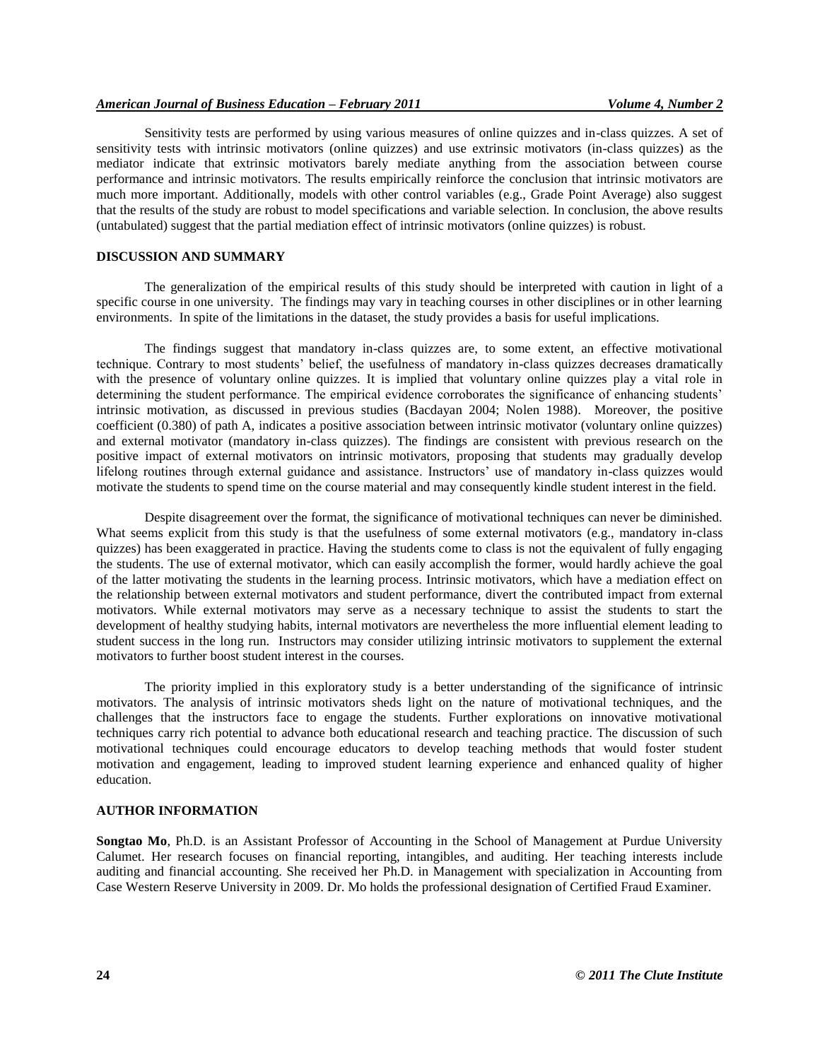Sensitivity tests are performed by using various measures of online quizzes and in-class quizzes. A set of sensitivity tests with intrinsic motivators (online quizzes) and use extrinsic motivators (in-class quizzes) as the mediator indicate that extrinsic motivators barely mediate anything from the association between course performance and intrinsic motivators. The results empirically reinforce the conclusion that intrinsic motivators are much more important. Additionally, models with other control variables (e.g., Grade Point Average) also suggest that the results of the study are robust to model specifications and variable selection. In conclusion, the above results (untabulated) suggest that the partial mediation effect of intrinsic motivators (online quizzes) is robust.

## DISCUSSION AND SUMMARY

The generalization of the empirical results of this study should be interpreted with caution in light of a specific course in one university. The findings may vary in teaching courses in other disciplines or in other learning environments. In spite of the limitations in the dataset, the study provides a basis for useful implications.

The findings suggest that mandatory in-class quizzes are, to some extent, an effective motivational technique. Contrary to most students' belief, the usefulness of mandatory in-class quizzes decreases dramatically with the presence of voluntary online quizzes. It is implied that voluntary online quizzes play a vital role in determining the student performance. The empirical evidence corroborates the significance of enhancing students' intrinsic motivation, as discussed in previous studies (Bacdayan 2004; Nolen 1988). Moreover, the positive coefficient (0.380) of path A, indicates a positive association between intrinsic motivator (voluntary online quizzes) and external motivator (mandatory in-class quizzes). The findings are consistent with previous research on the positive impact of external motivators on intrinsic motivators, proposing that students may gradually develop lifelong routines through external guidance and assistance. Instructors' use of mandatory in-class quizzes would motivate the students to spend time on the course material and may consequently kindle student interest in the field.

Despite disagreement over the format, the significance of motivational techniques can never be diminished. What seems explicit from this study is that the usefulness of some external motivators (e.g., mandatory in-class quizzes) has been exaggerated in practice. Having the students come to class is not the equivalent of fully engaging the students. The use of external motivator, which can easily accomplish the former, would hardly achieve the goal of the latter motivating the students in the learning process. Intrinsic motivators, which have a mediation effect on the relationship between external motivators and student performance, divert the contributed impact from external motivators. While external motivators may serve as a necessary technique to assist the students to start the development of healthy studying habits, internal motivators are nevertheless the more influential element leading to student success in the long run. Instructors may consider utilizing intrinsic motivators to supplement the external motivators to further boost student interest in the courses.

The priority implied in this exploratory study is a better understanding of the significance of intrinsic motivators. The analysis of intrinsic motivators sheds light on the nature of motivational techniques, and the challenges that the instructors face to engage the students. Further explorations on innovative motivational techniques carry rich potential to advance both educational research and teaching practice. The discussion of such motivational techniques could encourage educators to develop teaching methods that would foster student motivation and engagement, leading to improved student learning experience and enhanced quality of higher education.

## AUTHOR INFORMATION

**Songtao Mo**, Ph.D. is an Assistant Professor of Accounting in the School of Management at Purdue University Calumet. Her research focuses on financial reporting, intangibles, and auditing. Her teaching interests include auditing and financial accounting. She received her Ph.D. in Management with specialization in Accounting from Case Western Reserve University in 2009. Dr. Mo holds the professional designation of Certified Fraud Examiner.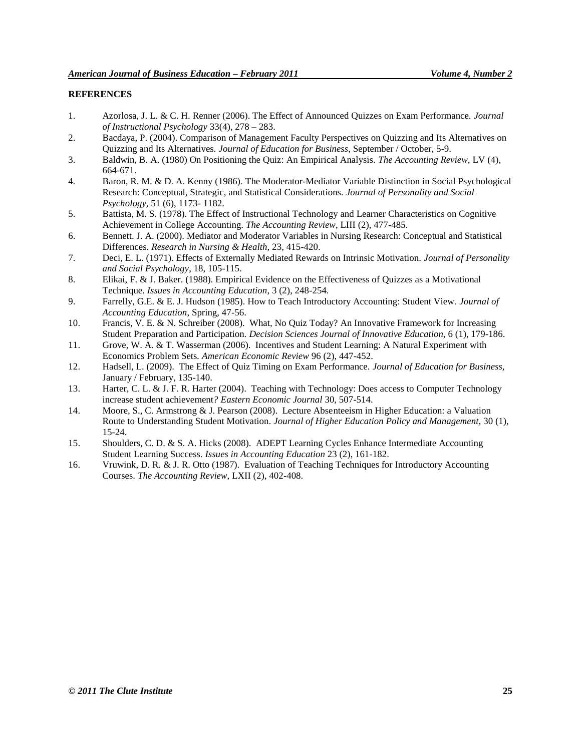## REFERENCES

1. Azorlosa, J. L. & C. H. Renner (2006). The Effect of Announced Quizzes on Exam Performance. *Journal of Instructional Psychology* 33(4), 278 – 283.
2. Bacdaya, P. (2004). Comparison of Management Faculty Perspectives on Quizzing and Its Alternatives on Quizzing and Its Alternatives. *Journal of Education for Business*, September / October, 5-9.
3. Baldwin, B. A. (1980) On Positioning the Quiz: An Empirical Analysis. *The Accounting Review*, LV (4), 664-671.
4. Baron, R. M. & D. A. Kenny (1986). The Moderator-Mediator Variable Distinction in Social Psychological Research: Conceptual, Strategic, and Statistical Considerations. *Journal of Personality and Social Psychology*, 51 (6), 1173- 1182.
5. Battista, M. S. (1978). The Effect of Instructional Technology and Learner Characteristics on Cognitive Achievement in College Accounting. *The Accounting Review*, LIII (2), 477-485.
6. Bennett. J. A. (2000). Mediator and Moderator Variables in Nursing Research: Conceptual and Statistical Differences. *Research in Nursing & Health*, 23, 415-420.
7. Deci, E. L. (1971). Effects of Externally Mediated Rewards on Intrinsic Motivation. *Journal of Personality and Social Psychology*, 18, 105-115.
8. Elikai, F. & J. Baker. (1988). Empirical Evidence on the Effectiveness of Quizzes as a Motivational Technique. *Issues in Accounting Education*, 3 (2), 248-254.
9. Farrelly, G.E. & E. J. Hudson (1985). How to Teach Introductory Accounting: Student View. *Journal of Accounting Education*, Spring, 47-56.
10. Francis, V. E. & N. Schreiber (2008). What, No Quiz Today? An Innovative Framework for Increasing Student Preparation and Participation. *Decision Sciences Journal of Innovative Education*, 6 (1), 179-186.
11. Grove, W. A. & T. Wasserman (2006). Incentives and Student Learning: A Natural Experiment with Economics Problem Sets. *American Economic Review* 96 (2), 447-452.
12. Hadsell, L. (2009). The Effect of Quiz Timing on Exam Performance. *Journal of Education for Business*, January / February, 135-140.
13. Harter, C. L. & J. F. R. Harter (2004). Teaching with Technology: Does access to Computer Technology increase student achievement*? Eastern Economic Journal* 30, 507-514.
14. Moore, S., C. Armstrong & J. Pearson (2008). Lecture Absenteeism in Higher Education: a Valuation Route to Understanding Student Motivation. *Journal of Higher Education Policy and Management*, 30 (1), 15-24.
15. Shoulders, C. D. & S. A. Hicks (2008). ADEPT Learning Cycles Enhance Intermediate Accounting Student Learning Success. *Issues in Accounting Education* 23 (2), 161-182.
16. Vruwink, D. R. & J. R. Otto (1987). Evaluation of Teaching Techniques for Introductory Accounting Courses. *The Accounting Review*, LXII (2), 402-408.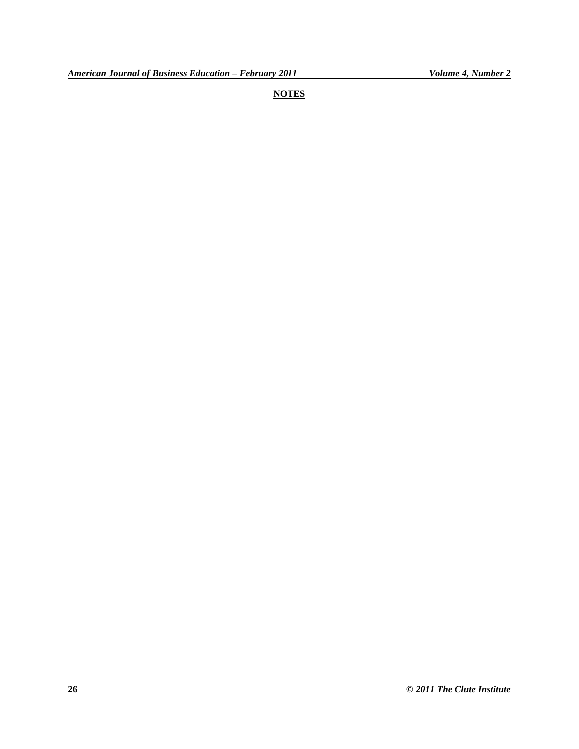**NOTES**